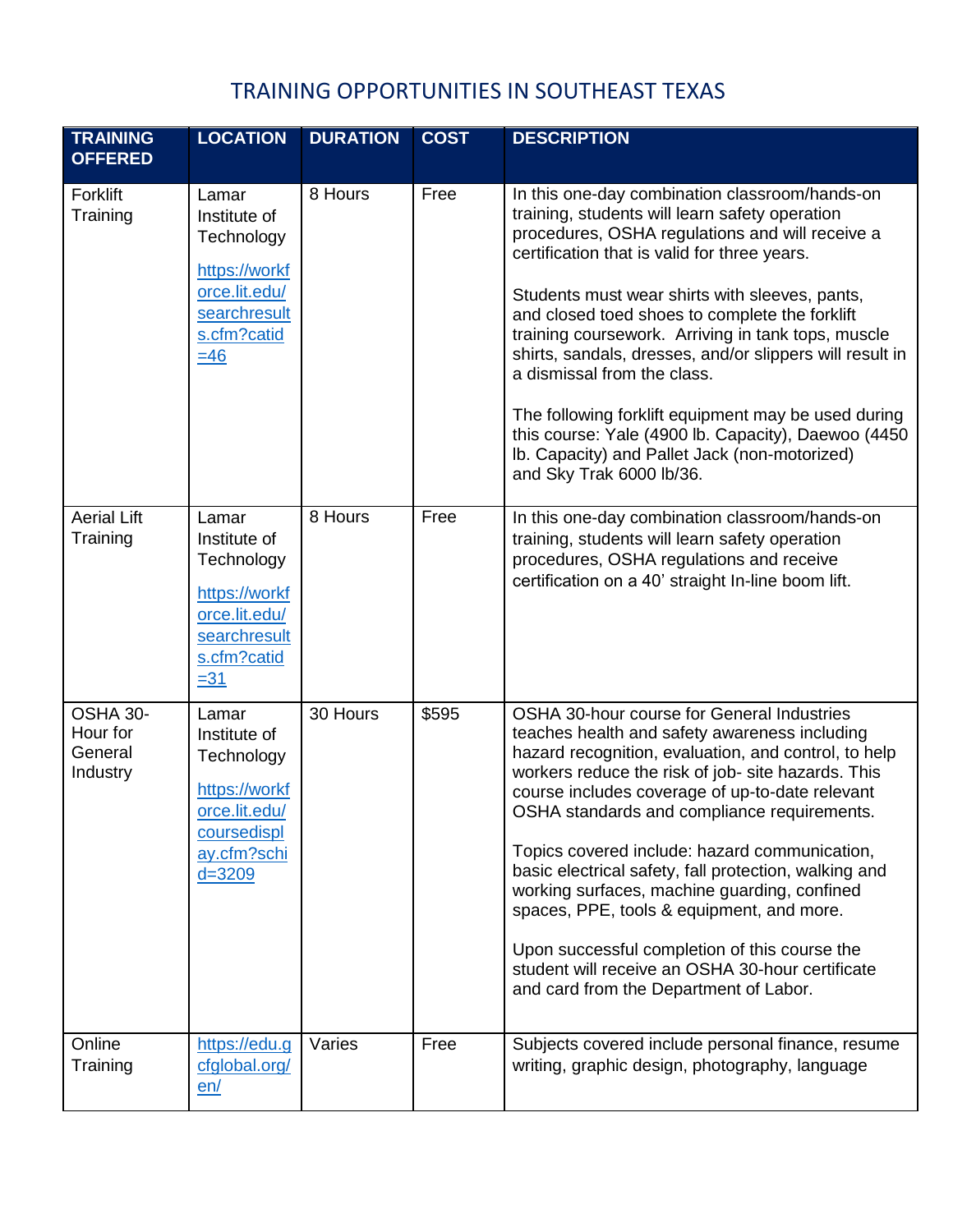# TRAINING OPPORTUNITIES IN SOUTHEAST TEXAS

| TRAINING OFFERED | LOCATION | DURATION | COST | DESCRIPTION |
|---|---|---|---|---|
| Forklift Training | Lamar Institute of Technology https://workforce.lit.edu/searchresults.cfm?catid=46 | 8 Hours | Free | In this one-day combination classroom/hands-on training, students will learn safety operation procedures, OSHA regulations and will receive a certification that is valid for three years.<br><br>Students must wear shirts with sleeves, pants, and closed toed shoes to complete the forklift training coursework. Arriving in tank tops, muscle shirts, sandals, dresses, and/or slippers will result in a dismissal from the class.<br><br>The following forklift equipment may be used during this course: Yale (4900 lb. Capacity), Daewoo (4450 lb. Capacity) and Pallet Jack (non-motorized) and Sky Trak 6000 lb/36. |
| Aerial Lift Training | Lamar Institute of Technology https://workforce.lit.edu/searchresults.cfm?catid=31 | 8 Hours | Free | In this one-day combination classroom/hands-on training, students will learn safety operation procedures, OSHA regulations and receive certification on a 40' straight In-line boom lift. |
| OSHA 30-Hour for General Industry | Lamar Institute of Technology https://workforce.lit.edu/coursedisplay.cfm?schid=3209 | 30 Hours | $595 | OSHA 30-hour course for General Industries teaches health and safety awareness including hazard recognition, evaluation, and control, to help workers reduce the risk of job- site hazards. This course includes coverage of up-to-date relevant OSHA standards and compliance requirements.<br><br>Topics covered include: hazard communication, basic electrical safety, fall protection, walking and working surfaces, machine guarding, confined spaces, PPE, tools & equipment, and more.<br><br>Upon successful completion of this course the student will receive an OSHA 30-hour certificate and card from the Department of Labor. |
| Online Training | https://edu.gcfglobal.org/en/ | Varies | Free | Subjects covered include personal finance, resume writing, graphic design, photography, language |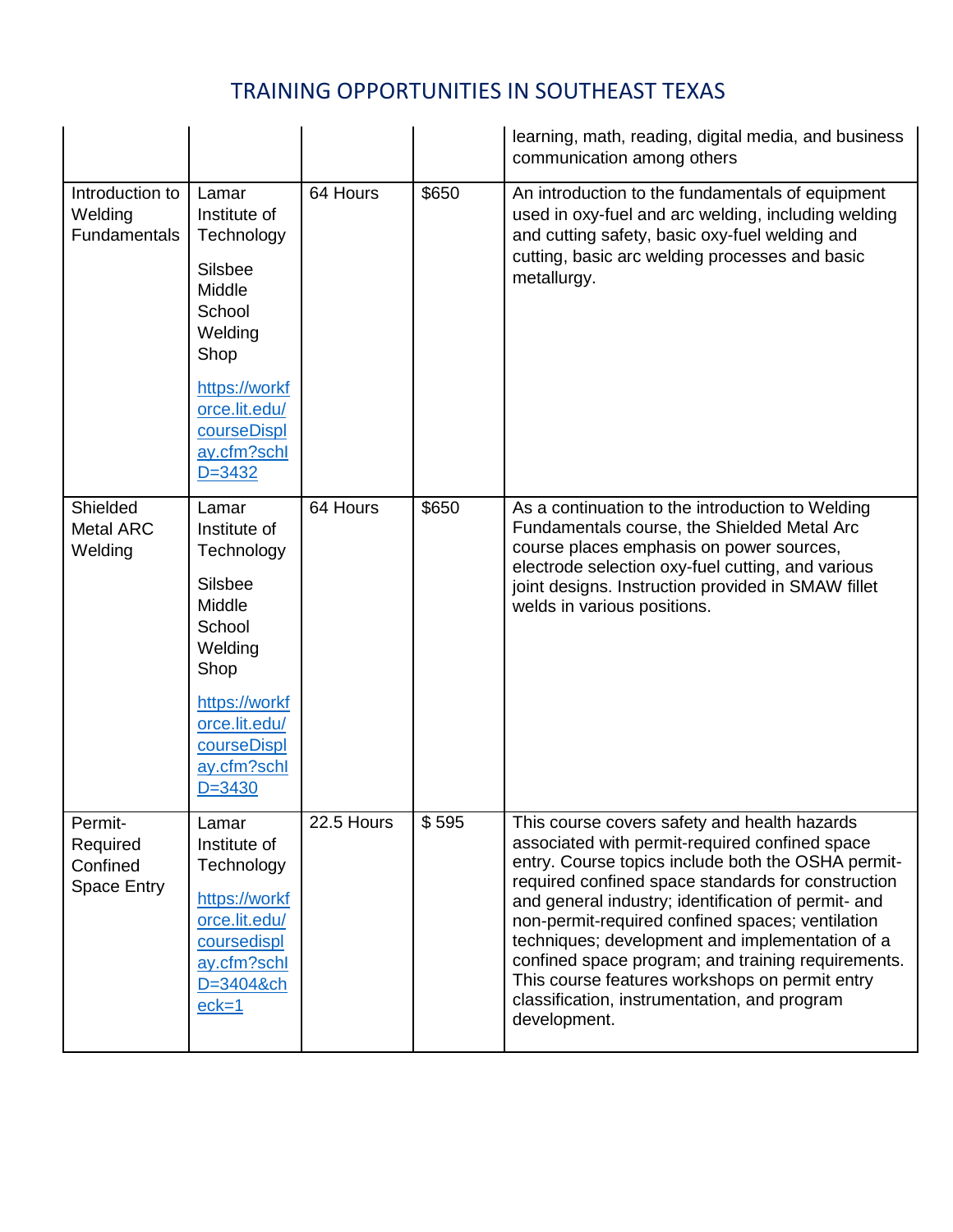# TRAINING OPPORTUNITIES IN SOUTHEAST TEXAS

| | | | | |
|---|---|---|---|---|
| | | | | learning, math, reading, digital media, and business communication among others |
| Introduction to Welding Fundamentals | Lamar Institute of Technology<br><br>Silsbee Middle School Welding Shop<br><br>https://workforce.lit.edu/courseDisplay.cfm?schID=3432 | 64 Hours | $650 | An introduction to the fundamentals of equipment used in oxy-fuel and arc welding, including welding and cutting safety, basic oxy-fuel welding and cutting, basic arc welding processes and basic metallurgy. |
| Shielded Metal ARC Welding | Lamar Institute of Technology<br><br>Silsbee Middle School Welding Shop<br><br>https://workforce.lit.edu/courseDisplay.cfm?schID=3430 | 64 Hours | $650 | As a continuation to the introduction to Welding Fundamentals course, the Shielded Metal Arc course places emphasis on power sources, electrode selection oxy-fuel cutting, and various joint designs. Instruction provided in SMAW fillet welds in various positions. |
| Permit-Required Confined Space Entry | Lamar Institute of Technology<br><br>https://workforce.lit.edu/coursedisplay.cfm?schID=3404&check=1 | 22.5 Hours | $ 595 | This course covers safety and health hazards associated with permit-required confined space entry. Course topics include both the OSHA permit-required confined space standards for construction and general industry; identification of permit- and non-permit-required confined spaces; ventilation techniques; development and implementation of a confined space program; and training requirements. This course features workshops on permit entry classification, instrumentation, and program development. |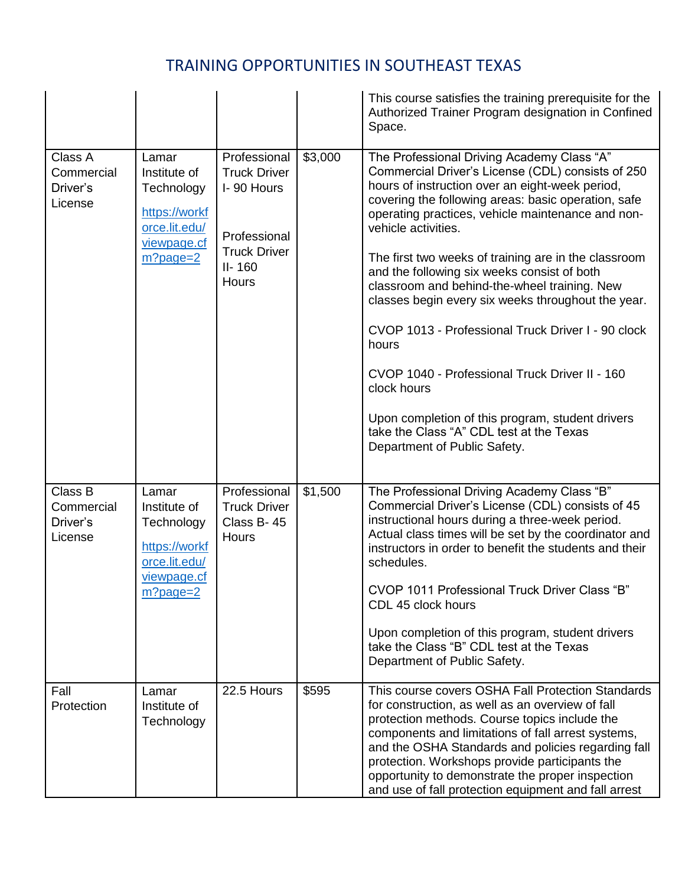# TRAINING OPPORTUNITIES IN SOUTHEAST TEXAS

| | | | | |
|---|---|---|---|---|
| | | | | This course satisfies the training prerequisite for the Authorized Trainer Program designation in Confined Space. |
| Class A Commercial Driver's License | Lamar Institute of Technology<br>https://workforce.lit.edu/viewpage.cfm?page=2 | Professional Truck Driver I- 90 Hours<br><br>Professional Truck Driver II- 160 Hours | $3,000 | The Professional Driving Academy Class "A" Commercial Driver's License (CDL) consists of 250 hours of instruction over an eight-week period, covering the following areas: basic operation, safe operating practices, vehicle maintenance and non-vehicle activities.<br><br>The first two weeks of training are in the classroom and the following six weeks consist of both classroom and behind-the-wheel training. New classes begin every six weeks throughout the year.<br><br>CVOP 1013 - Professional Truck Driver I - 90 clock hours<br><br>CVOP 1040 - Professional Truck Driver II - 160 clock hours<br><br>Upon completion of this program, student drivers take the Class "A" CDL test at the Texas Department of Public Safety. |
| Class B Commercial Driver's License | Lamar Institute of Technology<br>https://workforce.lit.edu/viewpage.cfm?page=2 | Professional Truck Driver Class B- 45 Hours | $1,500 | The Professional Driving Academy Class "B" Commercial Driver's License (CDL) consists of 45 instructional hours during a three-week period. Actual class times will be set by the coordinator and instructors in order to benefit the students and their schedules.<br><br>CVOP 1011 Professional Truck Driver Class "B" CDL 45 clock hours<br><br>Upon completion of this program, student drivers take the Class "B" CDL test at the Texas Department of Public Safety. |
| Fall Protection | Lamar Institute of Technology | 22.5 Hours | $595 | This course covers OSHA Fall Protection Standards for construction, as well as an overview of fall protection methods. Course topics include the components and limitations of fall arrest systems, and the OSHA Standards and policies regarding fall protection. Workshops provide participants the opportunity to demonstrate the proper inspection and use of fall protection equipment and fall arrest |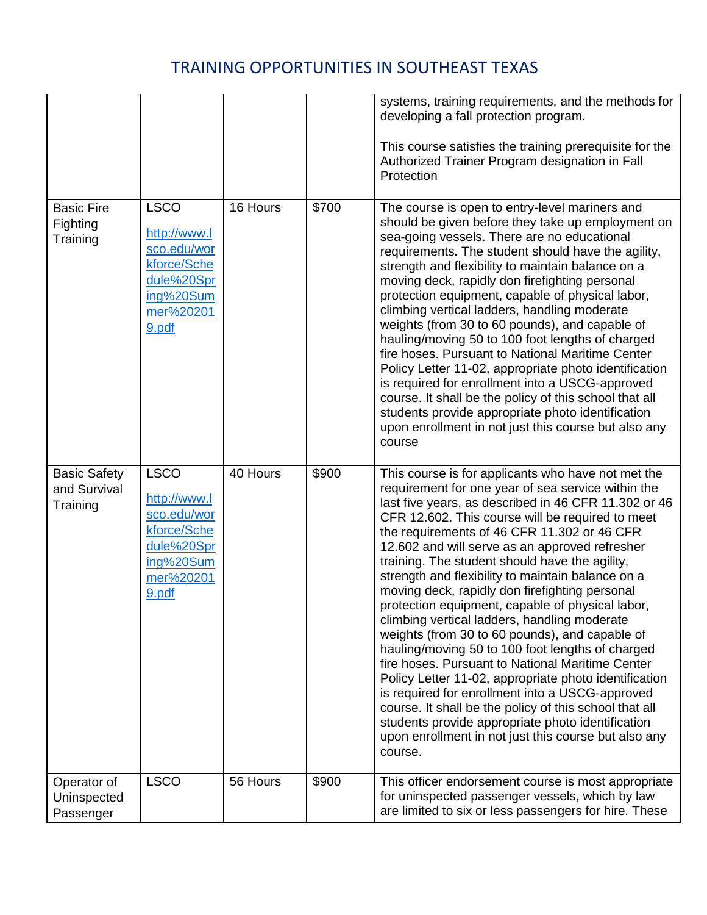# TRAINING OPPORTUNITIES IN SOUTHEAST TEXAS

| | | | | |
|---|---|---|---|---|
| | | | | systems, training requirements, and the methods for developing a fall protection program. This course satisfies the training prerequisite for the Authorized Trainer Program designation in Fall Protection |
| Basic Fire Fighting Training | LSCO [http://www.lsco.edu/workforce/Schedule%20Spring%20Summer%202019.pdf](http://www.lsco.edu/workforce/Schedule%20Spring%20Summer%202019.pdf) | 16 Hours | $700 | The course is open to entry-level mariners and should be given before they take up employment on sea-going vessels. There are no educational requirements. The student should have the agility, strength and flexibility to maintain balance on a moving deck, rapidly don firefighting personal protection equipment, capable of physical labor, climbing vertical ladders, handling moderate weights (from 30 to 60 pounds), and capable of hauling/moving 50 to 100 foot lengths of charged fire hoses. Pursuant to National Maritime Center Policy Letter 11-02, appropriate photo identification is required for enrollment into a USCG-approved course. It shall be the policy of this school that all students provide appropriate photo identification upon enrollment in not just this course but also any course |
| Basic Safety and Survival Training | LSCO [http://www.lsco.edu/workforce/Schedule%20Spring%20Summer%202019.pdf](http://www.lsco.edu/workforce/Schedule%20Spring%20Summer%202019.pdf) | 40 Hours | $900 | This course is for applicants who have not met the requirement for one year of sea service within the last five years, as described in 46 CFR 11.302 or 46 CFR 12.602. This course will be required to meet the requirements of 46 CFR 11.302 or 46 CFR 12.602 and will serve as an approved refresher training. The student should have the agility, strength and flexibility to maintain balance on a moving deck, rapidly don firefighting personal protection equipment, capable of physical labor, climbing vertical ladders, handling moderate weights (from 30 to 60 pounds), and capable of hauling/moving 50 to 100 foot lengths of charged fire hoses. Pursuant to National Maritime Center Policy Letter 11-02, appropriate photo identification is required for enrollment into a USCG-approved course. It shall be the policy of this school that all students provide appropriate photo identification upon enrollment in not just this course but also any course. |
| Operator of Uninspected Passenger | LSCO | 56 Hours | $900 | This officer endorsement course is most appropriate for uninspected passenger vessels, which by law are limited to six or less passengers for hire. These |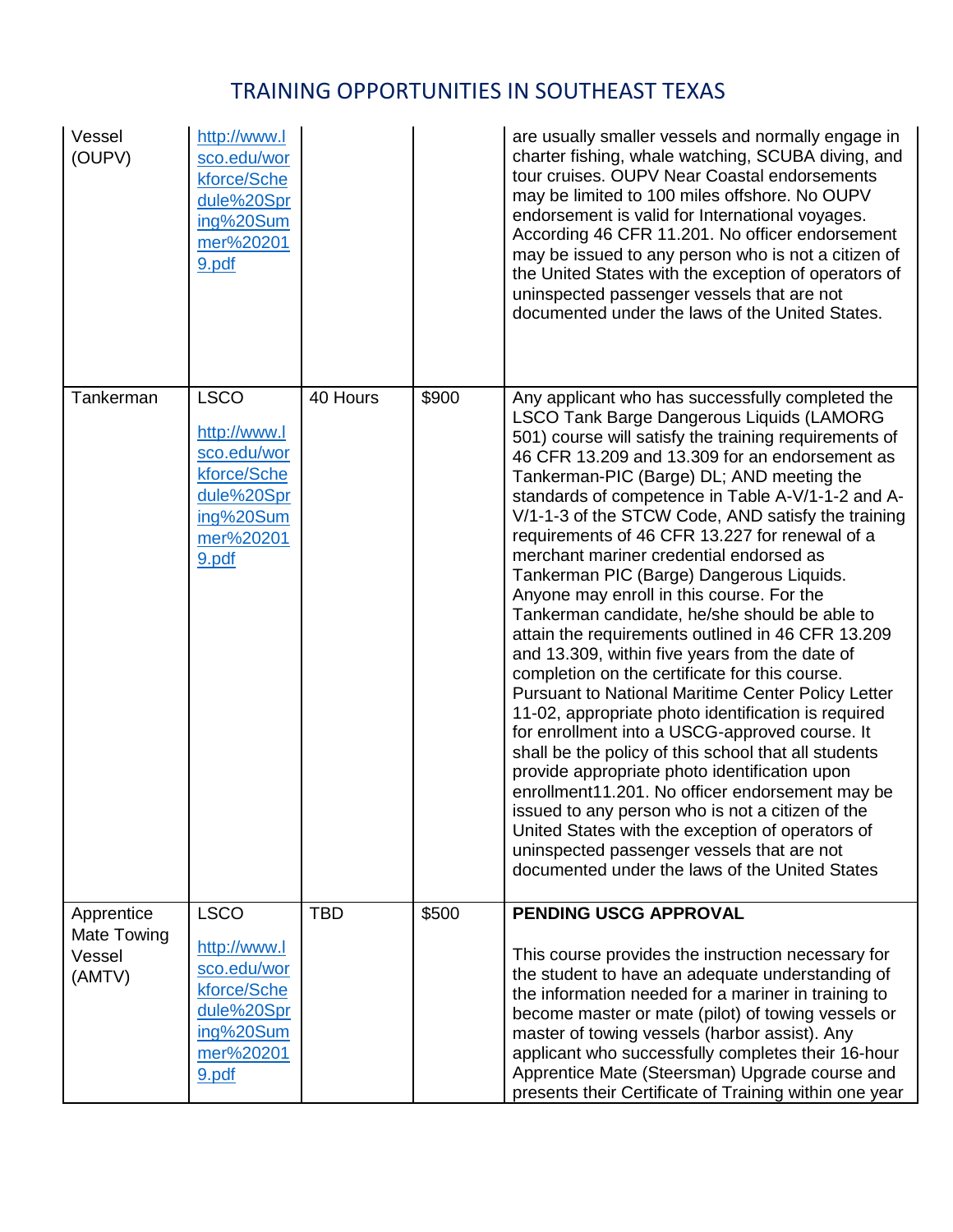# TRAINING OPPORTUNITIES IN SOUTHEAST TEXAS

| | | | | |
|---|---|---|---|---|
| Vessel (OUPV) | http://www.lsco.edu/workforce/Schedule%20Spring%20Summer%202019.pdf | | | are usually smaller vessels and normally engage in charter fishing, whale watching, SCUBA diving, and tour cruises. OUPV Near Coastal endorsements may be limited to 100 miles offshore. No OUPV endorsement is valid for International voyages. According 46 CFR 11.201. No officer endorsement may be issued to any person who is not a citizen of the United States with the exception of operators of uninspected passenger vessels that are not documented under the laws of the United States. |
| Tankerman | LSCO http://www.lsco.edu/workforce/Schedule%20Spring%20Summer%202019.pdf | 40 Hours | $900 | Any applicant who has successfully completed the LSCO Tank Barge Dangerous Liquids (LAMORG 501) course will satisfy the training requirements of 46 CFR 13.209 and 13.309 for an endorsement as Tankerman-PIC (Barge) DL; AND meeting the standards of competence in Table A-V/1-1-2 and A-V/1-1-3 of the STCW Code, AND satisfy the training requirements of 46 CFR 13.227 for renewal of a merchant mariner credential endorsed as Tankerman PIC (Barge) Dangerous Liquids. Anyone may enroll in this course. For the Tankerman candidate, he/she should be able to attain the requirements outlined in 46 CFR 13.209 and 13.309, within five years from the date of completion on the certificate for this course. Pursuant to National Maritime Center Policy Letter 11-02, appropriate photo identification is required for enrollment into a USCG-approved course. It shall be the policy of this school that all students provide appropriate photo identification upon enrollment11.201. No officer endorsement may be issued to any person who is not a citizen of the United States with the exception of operators of uninspected passenger vessels that are not documented under the laws of the United States |
| Apprentice Mate Towing Vessel (AMTV) | LSCO http://www.lsco.edu/workforce/Schedule%20Spring%20Summer%202019.pdf | TBD | $500 | **PENDING USCG APPROVAL** This course provides the instruction necessary for the student to have an adequate understanding of the information needed for a mariner in training to become master or mate (pilot) of towing vessels or master of towing vessels (harbor assist). Any applicant who successfully completes their 16-hour Apprentice Mate (Steersman) Upgrade course and presents their Certificate of Training within one year |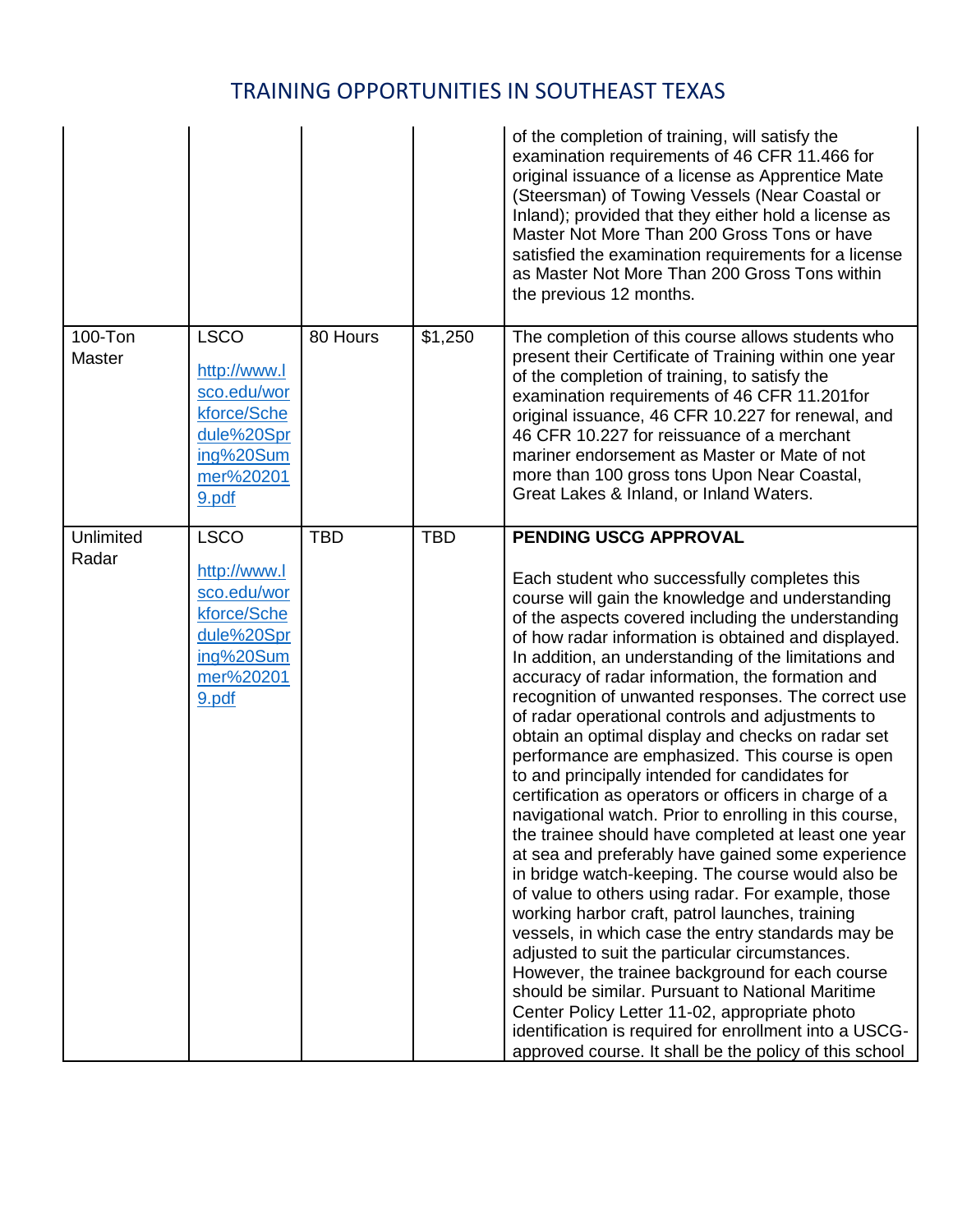| | | | | |
|---|---|---|---|---|
| | | | | of the completion of training, will satisfy the examination requirements of 46 CFR 11.466 for original issuance of a license as Apprentice Mate (Steersman) of Towing Vessels (Near Coastal or Inland); provided that they either hold a license as Master Not More Than 200 Gross Tons or have satisfied the examination requirements for a license as Master Not More Than 200 Gross Tons within the previous 12 months. |
| 100-Ton Master | LSCO http://www.lsco.edu/workforce/Schedule%20Spring%20Summer%202019.pdf | 80 Hours | $1,250 | The completion of this course allows students who present their Certificate of Training within one year of the completion of training, to satisfy the examination requirements of 46 CFR 11.201for original issuance, 46 CFR 10.227 for renewal, and 46 CFR 10.227 for reissuance of a merchant mariner endorsement as Master or Mate of not more than 100 gross tons Upon Near Coastal, Great Lakes & Inland, or Inland Waters. |
| Unlimited Radar | LSCO http://www.lsco.edu/workforce/Schedule%20Spring%20Summer%202019.pdf | TBD | TBD | **PENDING USCG APPROVAL** Each student who successfully completes this course will gain the knowledge and understanding of the aspects covered including the understanding of how radar information is obtained and displayed. In addition, an understanding of the limitations and accuracy of radar information, the formation and recognition of unwanted responses. The correct use of radar operational controls and adjustments to obtain an optimal display and checks on radar set performance are emphasized. This course is open to and principally intended for candidates for certification as operators or officers in charge of a navigational watch. Prior to enrolling in this course, the trainee should have completed at least one year at sea and preferably have gained some experience in bridge watch-keeping. The course would also be of value to others using radar. For example, those working harbor craft, patrol launches, training vessels, in which case the entry standards may be adjusted to suit the particular circumstances. However, the trainee background for each course should be similar. Pursuant to National Maritime Center Policy Letter 11-02, appropriate photo identification is required for enrollment into a USCG-approved course. It shall be the policy of this school |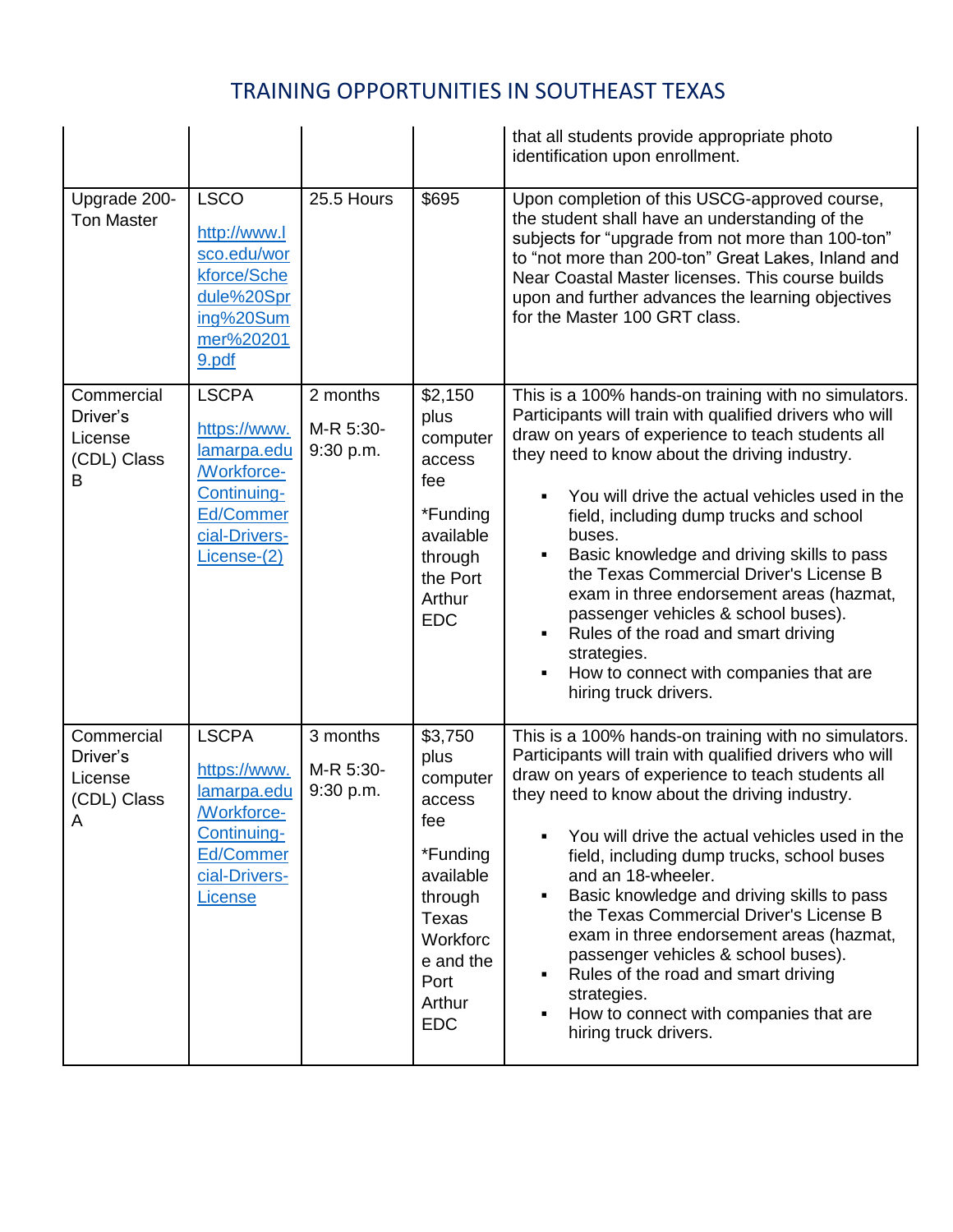# TRAINING OPPORTUNITIES IN SOUTHEAST TEXAS

| | | | | |
|---|---|---|---|---|
| | | | | that all students provide appropriate photo identification upon enrollment. |
| Upgrade 200-Ton Master | LSCO<br>http://www.lsco.edu/workforce/Schedule%20Spring%20Summer%202019.pdf | 25.5 Hours | $695 | Upon completion of this USCG-approved course, the student shall have an understanding of the subjects for "upgrade from not more than 100-ton" to "not more than 200-ton" Great Lakes, Inland and Near Coastal Master licenses. This course builds upon and further advances the learning objectives for the Master 100 GRT class. |
| Commercial Driver's License (CDL) Class B | LSCPA<br>https://www.lamarpa.edu/Workforce-Continuing-Ed/Commercial-Drivers-License-(2) | 2 months<br>M-R 5:30-9:30 p.m. | $2,150 plus computer access fee<br>*Funding available through the Port Arthur EDC | This is a 100% hands-on training with no simulators. Participants will train with qualified drivers who will draw on years of experience to teach students all they need to know about the driving industry.<br>▪ You will drive the actual vehicles used in the field, including dump trucks and school buses.<br>▪ Basic knowledge and driving skills to pass the Texas Commercial Driver's License B exam in three endorsement areas (hazmat, passenger vehicles & school buses).<br>▪ Rules of the road and smart driving strategies.<br>▪ How to connect with companies that are hiring truck drivers. |
| Commercial Driver's License (CDL) Class A | LSCPA<br>https://www.lamarpa.edu/Workforce-Continuing-Ed/Commercial-Drivers-License | 3 months<br>M-R 5:30-9:30 p.m. | $3,750 plus computer access fee<br>*Funding available through Texas Workforce and the Port Arthur EDC | This is a 100% hands-on training with no simulators. Participants will train with qualified drivers who will draw on years of experience to teach students all they need to know about the driving industry.<br>▪ You will drive the actual vehicles used in the field, including dump trucks, school buses and an 18-wheeler.<br>▪ Basic knowledge and driving skills to pass the Texas Commercial Driver's License B exam in three endorsement areas (hazmat, passenger vehicles & school buses).<br>▪ Rules of the road and smart driving strategies.<br>▪ How to connect with companies that are hiring truck drivers. |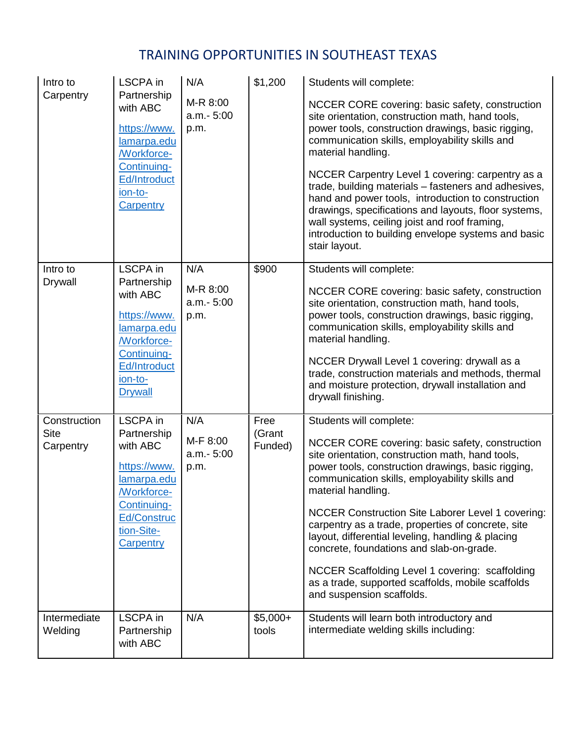# TRAINING OPPORTUNITIES IN SOUTHEAST TEXAS

| | | | | |
|---|---|---|---|---|
| Intro to Carpentry | LSCPA in Partnership with ABC<br><br>https://www.lamarpa.edu/Workforce-Continuing-Ed/Introduction-to-Carpentry | N/A<br><br>M-R 8:00 a.m.- 5:00 p.m. | $1,200 | Students will complete:<br><br>NCCER CORE covering: basic safety, construction site orientation, construction math, hand tools, power tools, construction drawings, basic rigging, communication skills, employability skills and material handling.<br><br>NCCER Carpentry Level 1 covering: carpentry as a trade, building materials – fasteners and adhesives, hand and power tools, introduction to construction drawings, specifications and layouts, floor systems, wall systems, ceiling joist and roof framing, introduction to building envelope systems and basic stair layout. |
| Intro to Drywall | LSCPA in Partnership with ABC<br><br>https://www.lamarpa.edu/Workforce-Continuing-Ed/Introduction-to-Drywall | N/A<br><br>M-R 8:00 a.m.- 5:00 p.m. | $900 | Students will complete:<br><br>NCCER CORE covering: basic safety, construction site orientation, construction math, hand tools, power tools, construction drawings, basic rigging, communication skills, employability skills and material handling.<br><br>NCCER Drywall Level 1 covering: drywall as a trade, construction materials and methods, thermal and moisture protection, drywall installation and drywall finishing. |
| Construction Site Carpentry | LSCPA in Partnership with ABC<br><br>https://www.lamarpa.edu/Workforce-Continuing-Ed/Construction-Site-Carpentry | N/A<br><br>M-F 8:00 a.m.- 5:00 p.m. | Free (Grant Funded) | Students will complete:<br><br>NCCER CORE covering: basic safety, construction site orientation, construction math, hand tools, power tools, construction drawings, basic rigging, communication skills, employability skills and material handling.<br><br>NCCER Construction Site Laborer Level 1 covering: carpentry as a trade, properties of concrete, site layout, differential leveling, handling & placing concrete, foundations and slab-on-grade.<br><br>NCCER Scaffolding Level 1 covering: scaffolding as a trade, supported scaffolds, mobile scaffolds and suspension scaffolds. |
| Intermediate Welding | LSCPA in Partnership with ABC | N/A | $5,000+ tools | Students will learn both introductory and intermediate welding skills including: |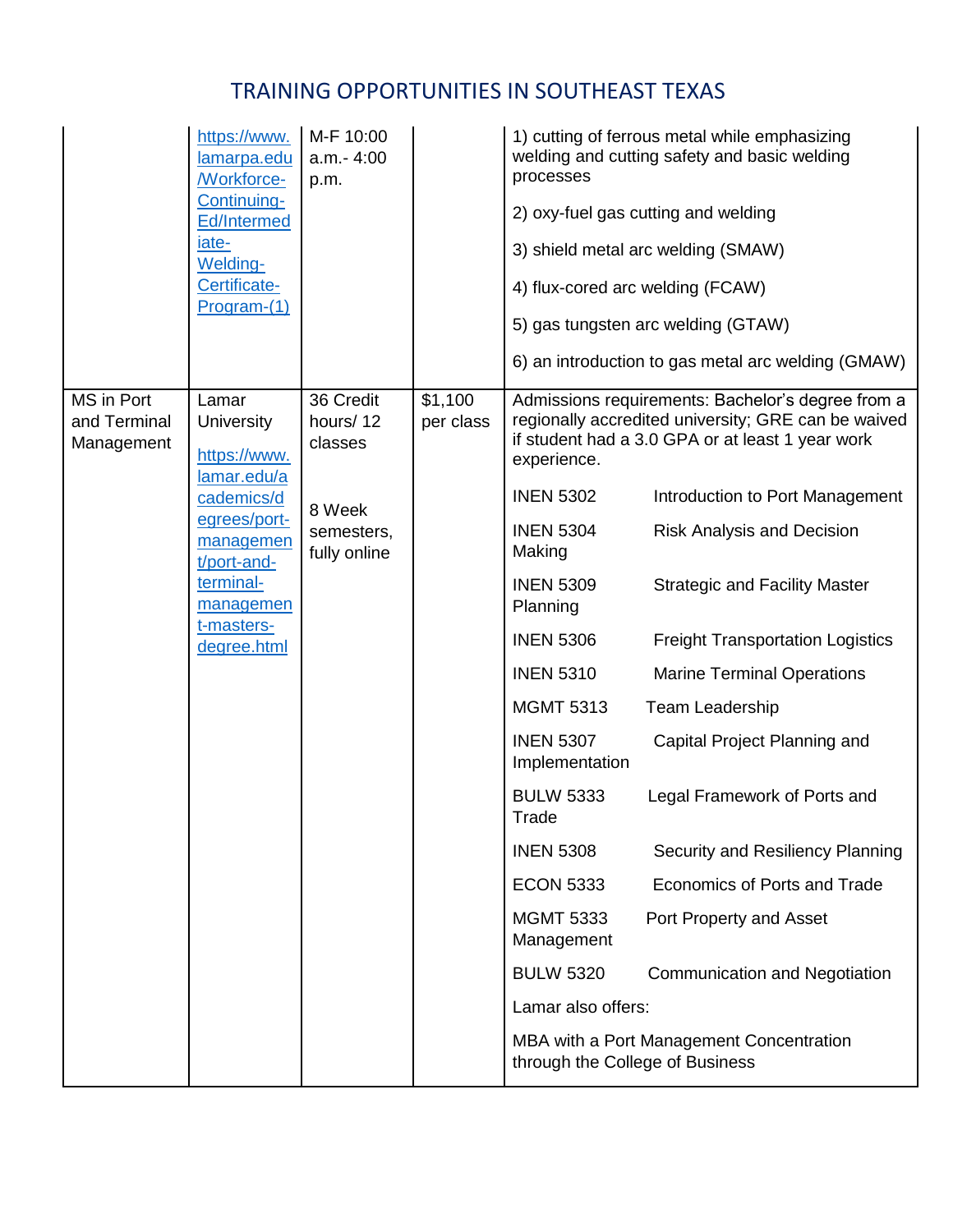# TRAINING OPPORTUNITIES IN SOUTHEAST TEXAS

| | | | | |
|---|---|---|---|---|
| | https://www.lamarpa.edu/Workforce-Continuing-Ed/Intermediate-Welding-Certificate-Program-(1) | M-F 10:00 a.m.- 4:00 p.m. | | 1) cutting of ferrous metal while emphasizing welding and cutting safety and basic welding processes<br><br>2) oxy-fuel gas cutting and welding<br><br>3) shield metal arc welding (SMAW)<br><br>4) flux-cored arc welding (FCAW)<br><br>5) gas tungsten arc welding (GTAW)<br><br>6) an introduction to gas metal arc welding (GMAW) |
| MS in Port and Terminal Management | Lamar University<br><br>https://www.lamar.edu/academics/degrees/port-management/port-and-terminal-management-masters-degree.html | 36 Credit hours/ 12 classes<br><br>8 Week semesters, fully online | $1,100 per class | Admissions requirements: Bachelor's degree from a regionally accredited university; GRE can be waived if student had a 3.0 GPA or at least 1 year work experience.<br><br>INEN 5302 Introduction to Port Management<br><br>INEN 5304 Risk Analysis and Decision Making<br><br>INEN 5309 Strategic and Facility Master Planning<br><br>INEN 5306 Freight Transportation Logistics<br><br>INEN 5310 Marine Terminal Operations<br><br>MGMT 5313 Team Leadership<br><br>INEN 5307 Capital Project Planning and Implementation<br><br>BULW 5333 Legal Framework of Ports and Trade<br><br>INEN 5308 Security and Resiliency Planning<br><br>ECON 5333 Economics of Ports and Trade<br><br>MGMT 5333 Port Property and Asset Management<br><br>BULW 5320 Communication and Negotiation<br><br>Lamar also offers:<br><br>MBA with a Port Management Concentration through the College of Business |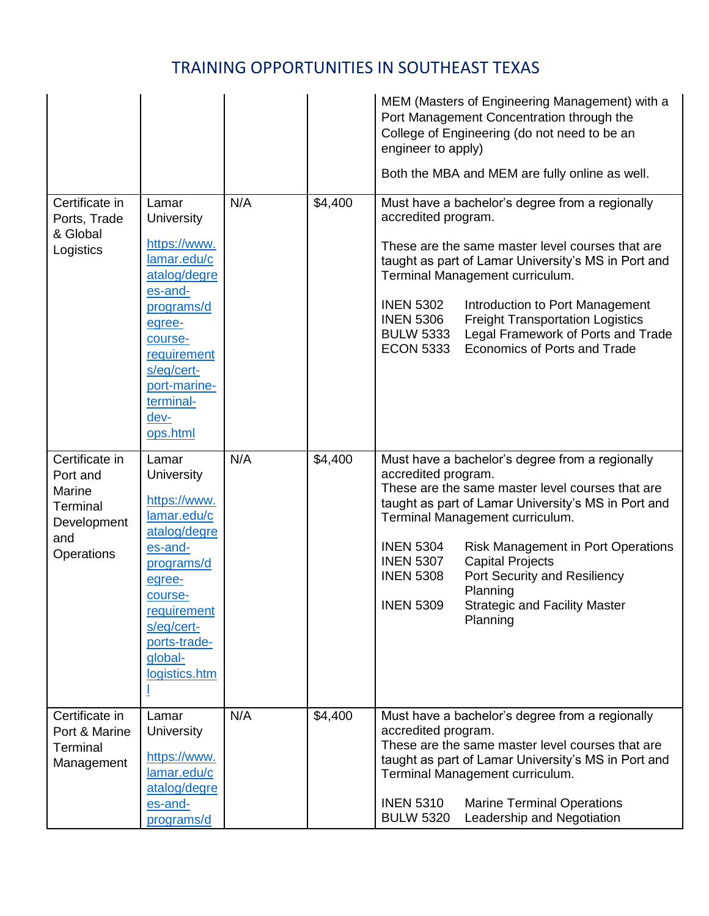# TRAINING OPPORTUNITIES IN SOUTHEAST TEXAS

| | | | | |
|---|---|---|---|---|
| | | | | MEM (Masters of Engineering Management) with a Port Management Concentration through the College of Engineering (do not need to be an engineer to apply)<br><br>Both the MBA and MEM are fully online as well. |
| Certificate in Ports, Trade & Global Logistics | Lamar University<br><br>https://www.lamar.edu/catalog/degrees-and-programs/degree-course-requirements/eg/cert-port-marine-terminal-dev-ops.html | N/A | $4,400 | Must have a bachelor's degree from a regionally accredited program.<br><br>These are the same master level courses that are taught as part of Lamar University's MS in Port and Terminal Management curriculum.<br><br>INEN 5302 Introduction to Port Management<br>INEN 5306 Freight Transportation Logistics<br>BULW 5333 Legal Framework of Ports and Trade<br>ECON 5333 Economics of Ports and Trade |
| Certificate in Port and Marine Terminal Development and Operations | Lamar University<br><br>https://www.lamar.edu/catalog/degrees-and-programs/degree-course-requirements/eg/cert-ports-trade-global-logistics.html | N/A | $4,400 | Must have a bachelor's degree from a regionally accredited program.<br>These are the same master level courses that are taught as part of Lamar University's MS in Port and Terminal Management curriculum.<br><br>INEN 5304 Risk Management in Port Operations<br>INEN 5307 Capital Projects<br>INEN 5308 Port Security and Resiliency Planning<br>INEN 5309 Strategic and Facility Master Planning |
| Certificate in Port & Marine Terminal Management | Lamar University<br><br>https://www.lamar.edu/catalog/degrees-and-programs/d | N/A | $4,400 | Must have a bachelor's degree from a regionally accredited program.<br>These are the same master level courses that are taught as part of Lamar University's MS in Port and Terminal Management curriculum.<br><br>INEN 5310 Marine Terminal Operations<br>BULW 5320 Leadership and Negotiation |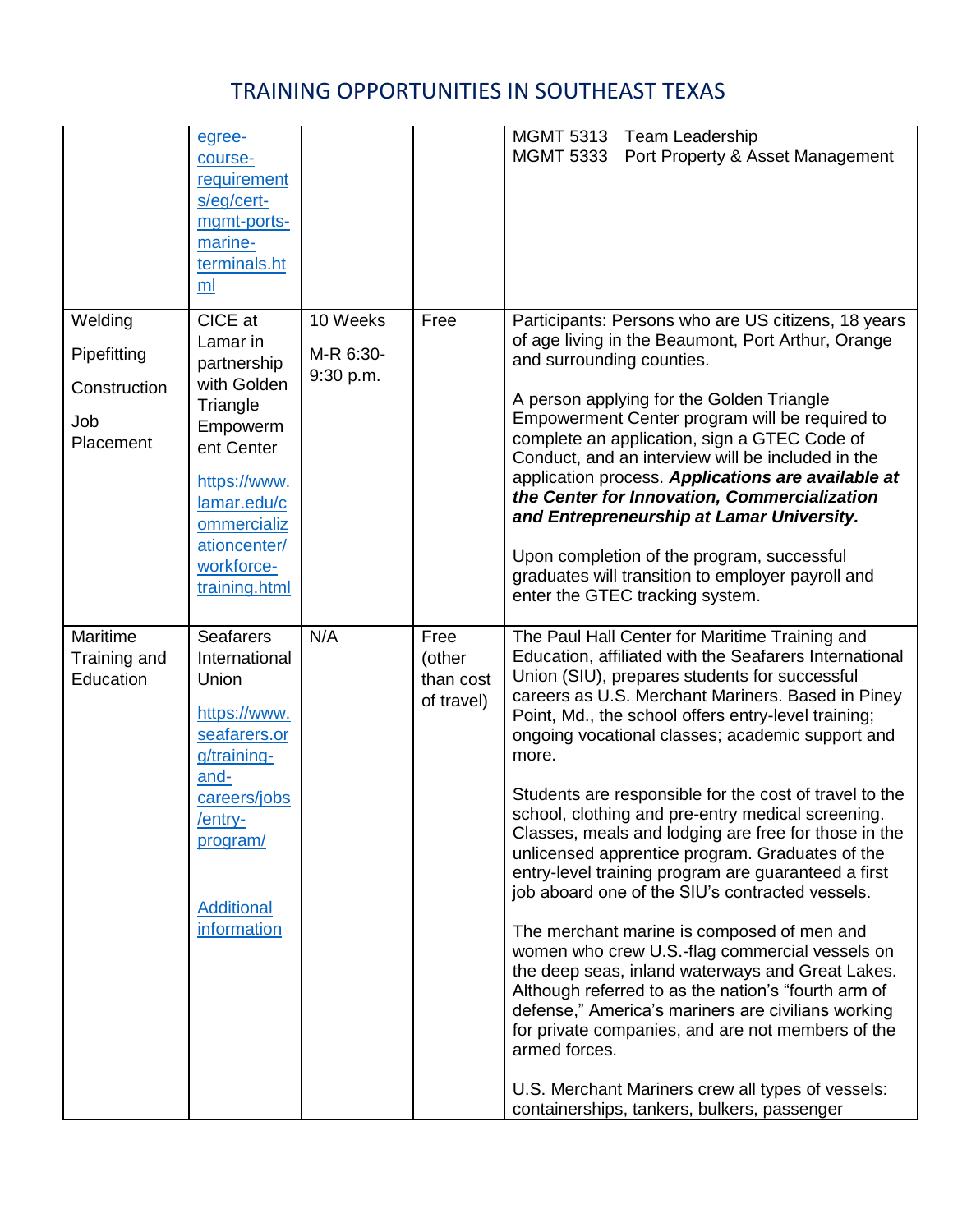# TRAINING OPPORTUNITIES IN SOUTHEAST TEXAS

| | | | | |
|---|---|---|---|---|
| | egree-course-requirements/eg/cert-mgmt-ports-marine-terminals.html | | | MGMT 5313 Team Leadership<br>MGMT 5333 Port Property & Asset Management |
| Welding<br><br>Pipefitting<br><br>Construction<br><br>Job Placement | CICE at Lamar in partnership with Golden Triangle Empowerment Center<br><br>https://www.lamar.edu/commercializationcenter/workforce-training.html | 10 Weeks<br><br>M-R 6:30-9:30 p.m. | Free | Participants: Persons who are US citizens, 18 years of age living in the Beaumont, Port Arthur, Orange and surrounding counties.<br><br>A person applying for the Golden Triangle Empowerment Center program will be required to complete an application, sign a GTEC Code of Conduct, and an interview will be included in the application process. ***Applications are available at the Center for Innovation, Commercialization and Entrepreneurship at Lamar University.***<br><br>Upon completion of the program, successful graduates will transition to employer payroll and enter the GTEC tracking system. |
| Maritime Training and Education | Seafarers International Union<br><br>https://www.seafarers.org/training-and-careers/jobs/entry-program/<br><br>Additional information | N/A | Free (other than cost of travel) | The Paul Hall Center for Maritime Training and Education, affiliated with the Seafarers International Union (SIU), prepares students for successful careers as U.S. Merchant Mariners. Based in Piney Point, Md., the school offers entry-level training; ongoing vocational classes; academic support and more.<br><br>Students are responsible for the cost of travel to the school, clothing and pre-entry medical screening. Classes, meals and lodging are free for those in the unlicensed apprentice program. Graduates of the entry-level training program are guaranteed a first job aboard one of the SIU's contracted vessels.<br><br>The merchant marine is composed of men and women who crew U.S.-flag commercial vessels on the deep seas, inland waterways and Great Lakes. Although referred to as the nation's "fourth arm of defense," America's mariners are civilians working for private companies, and are not members of the armed forces.<br><br>U.S. Merchant Mariners crew all types of vessels: containerships, tankers, bulkers, passenger |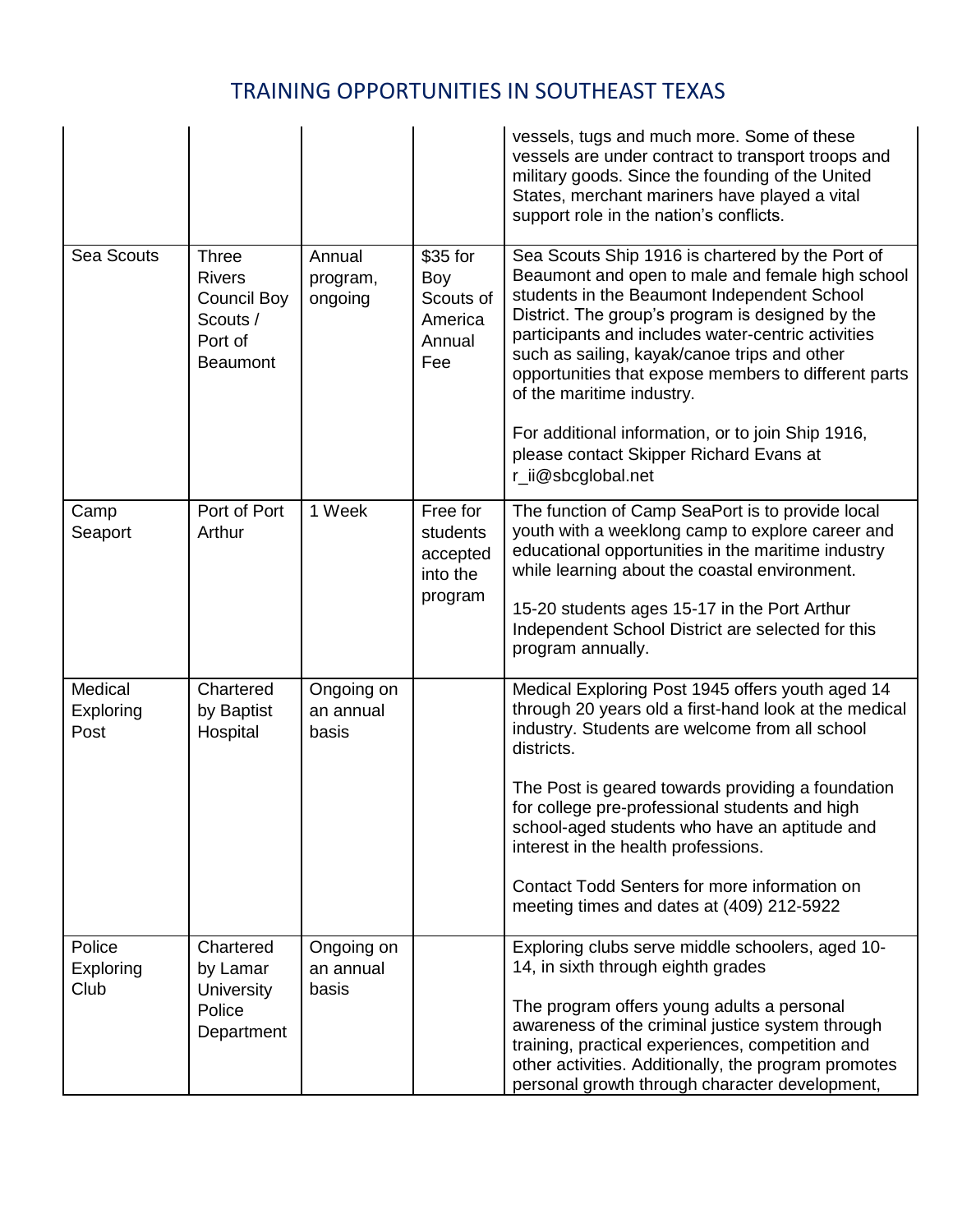| | | | | |
|---|---|---|---|---|
| | | | | vessels, tugs and much more. Some of these vessels are under contract to transport troops and military goods. Since the founding of the United States, merchant mariners have played a vital support role in the nation's conflicts. |
| Sea Scouts | Three Rivers Council Boy Scouts / Port of Beaumont | Annual program, ongoing | $35 for Boy Scouts of America Annual Fee | Sea Scouts Ship 1916 is chartered by the Port of Beaumont and open to male and female high school students in the Beaumont Independent School District. The group's program is designed by the participants and includes water-centric activities such as sailing, kayak/canoe trips and other opportunities that expose members to different parts of the maritime industry.<br><br>For additional information, or to join Ship 1916, please contact Skipper Richard Evans at r_ii@sbcglobal.net |
| Camp Seaport | Port of Port Arthur | 1 Week | Free for students accepted into the program | The function of Camp SeaPort is to provide local youth with a weeklong camp to explore career and educational opportunities in the maritime industry while learning about the coastal environment.<br><br>15-20 students ages 15-17 in the Port Arthur Independent School District are selected for this program annually. |
| Medical Exploring Post | Chartered by Baptist Hospital | Ongoing on an annual basis | | Medical Exploring Post 1945 offers youth aged 14 through 20 years old a first-hand look at the medical industry. Students are welcome from all school districts.<br><br>The Post is geared towards providing a foundation for college pre-professional students and high school-aged students who have an aptitude and interest in the health professions.<br><br>Contact Todd Senters for more information on meeting times and dates at (409) 212-5922 |
| Police Exploring Club | Chartered by Lamar University Police Department | Ongoing on an annual basis | | Exploring clubs serve middle schoolers, aged 10-14, in sixth through eighth grades<br><br>The program offers young adults a personal awareness of the criminal justice system through training, practical experiences, competition and other activities. Additionally, the program promotes personal growth through character development, |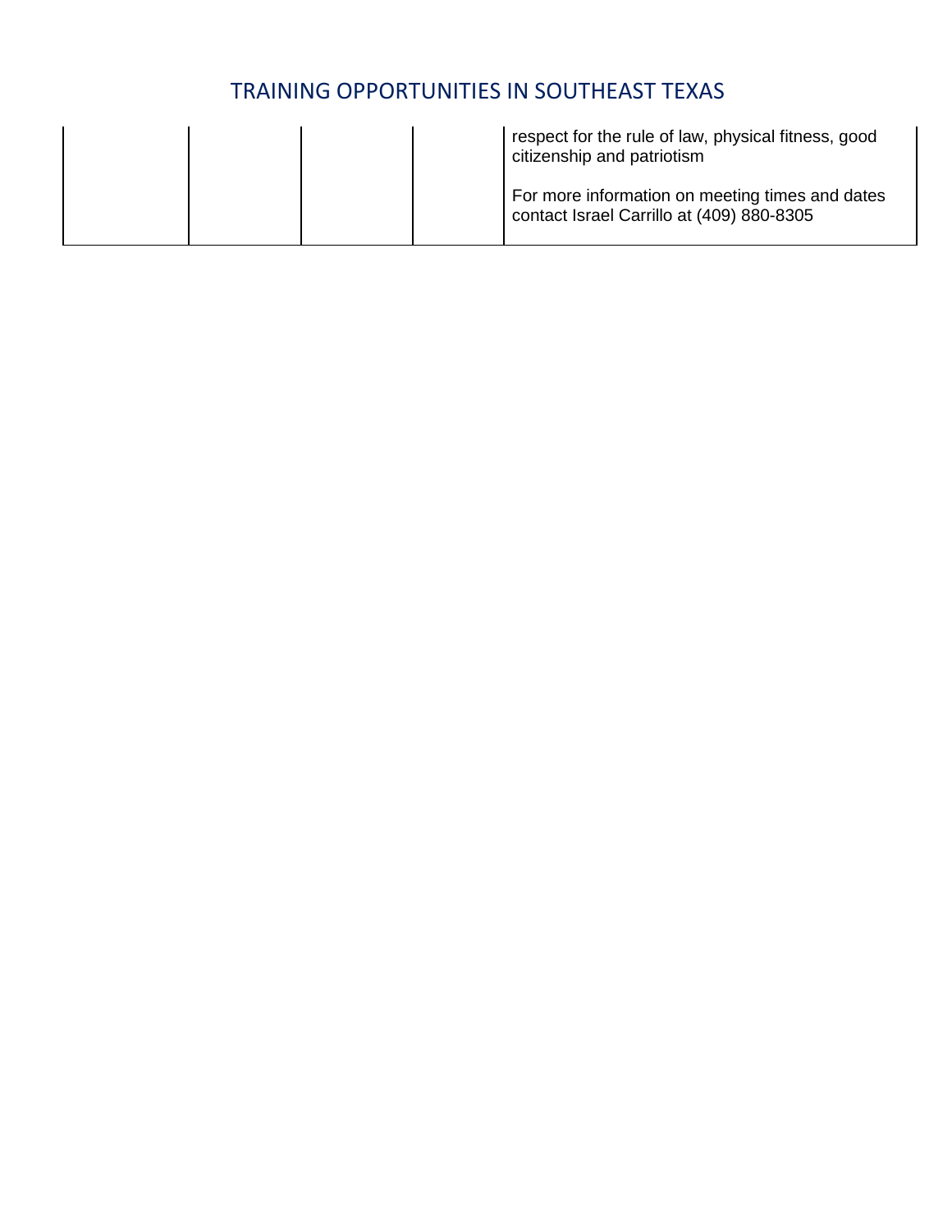| | | | | |
|---|---|---|---|---|
| | | | | respect for the rule of law, physical fitness, good citizenship and patriotism<br><br>For more information on meeting times and dates contact Israel Carrillo at (409) 880-8305 |